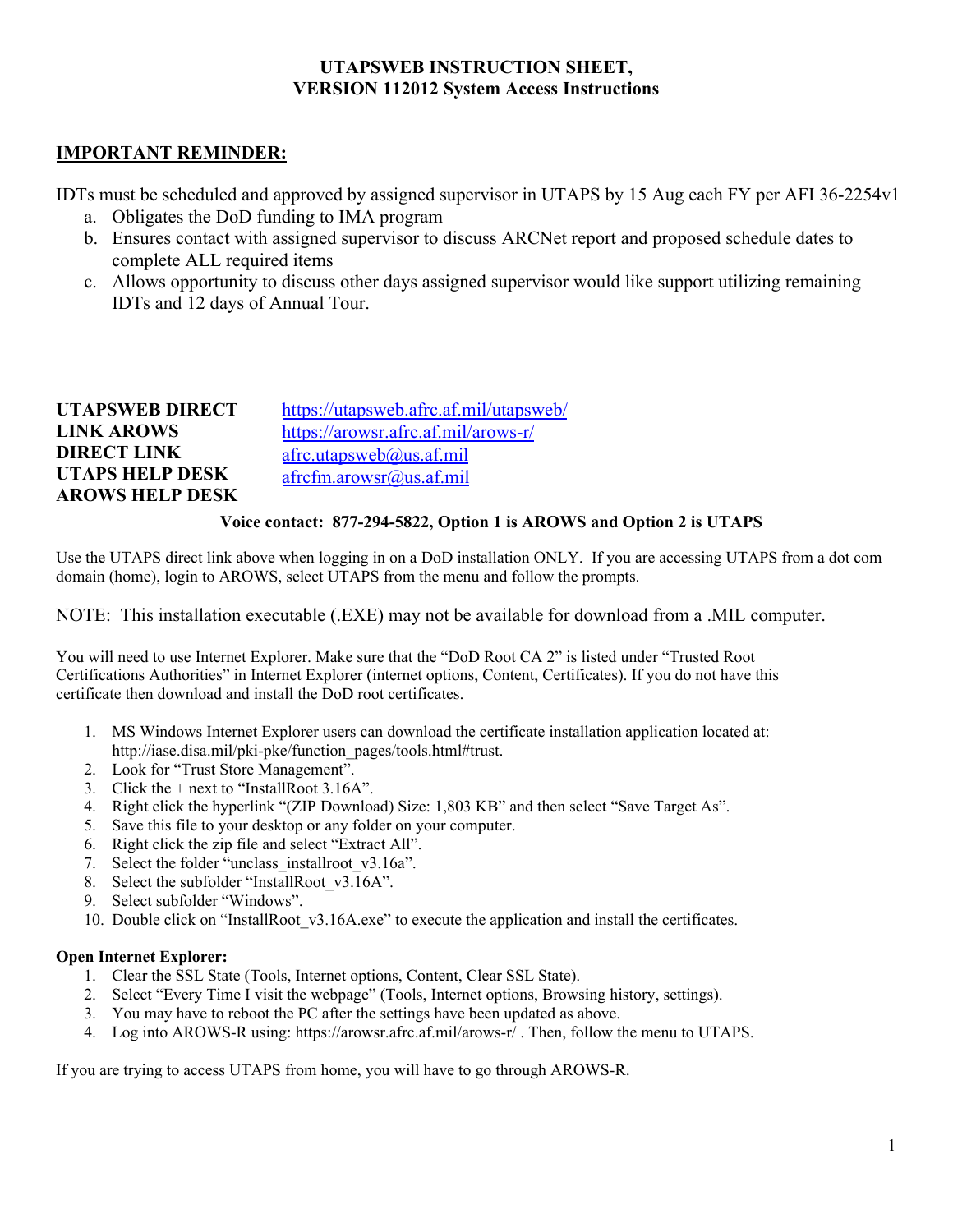# UTAPSWEB INSTRUCTION SHEET,
# VERSION 112012 System Access Instructions

## IMPORTANT REMINDER:

IDTs must be scheduled and approved by assigned supervisor in UTAPS by 15 Aug each FY per AFI 36-2254v1

a. Obligates the DoD funding to IMA program
b. Ensures contact with assigned supervisor to discuss ARCNet report and proposed schedule dates to complete ALL required items
c. Allows opportunity to discuss other days assigned supervisor would like support utilizing remaining IDTs and 12 days of Annual Tour.

| | |
|---|---|
| **UTAPSWEB DIRECT LINK** | https://utapsweb.afrc.af.mil/utapsweb/ |
| **AROWS DIRECT LINK** | https://arowsr.afrc.af.mil/arows-r/ |
| **UTAPS HELP DESK** | afrc.utapsweb@us.af.mil |
| **AROWS HELP DESK** | afrcfm.arowsr@us.af.mil |

**Voice contact: 877-294-5822, Option 1 is AROWS and Option 2 is UTAPS**

Use the UTAPS direct link above when logging in on a DoD installation ONLY. If you are accessing UTAPS from a dot com domain (home), login to AROWS, select UTAPS from the menu and follow the prompts.

NOTE: This installation executable (.EXE) may not be available for download from a .MIL computer.

You will need to use Internet Explorer. Make sure that the "DoD Root CA 2" is listed under "Trusted Root Certifications Authorities" in Internet Explorer (internet options, Content, Certificates). If you do not have this certificate then download and install the DoD root certificates.

1. MS Windows Internet Explorer users can download the certificate installation application located at: http://iase.disa.mil/pki-pke/function_pages/tools.html#trust.
2. Look for "Trust Store Management".
3. Click the + next to "InstallRoot 3.16A".
4. Right click the hyperlink "(ZIP Download) Size: 1,803 KB" and then select "Save Target As".
5. Save this file to your desktop or any folder on your computer.
6. Right click the zip file and select "Extract All".
7. Select the folder "unclass_installroot_v3.16a".
8. Select the subfolder "InstallRoot_v3.16A".
9. Select subfolder "Windows".
10. Double click on "InstallRoot_v3.16A.exe" to execute the application and install the certificates.

**Open Internet Explorer:**

1. Clear the SSL State (Tools, Internet options, Content, Clear SSL State).
2. Select "Every Time I visit the webpage" (Tools, Internet options, Browsing history, settings).
3. You may have to reboot the PC after the settings have been updated as above.
4. Log into AROWS-R using: https://arowsr.afrc.af.mil/arows-r/ . Then, follow the menu to UTAPS.

If you are trying to access UTAPS from home, you will have to go through AROWS-R.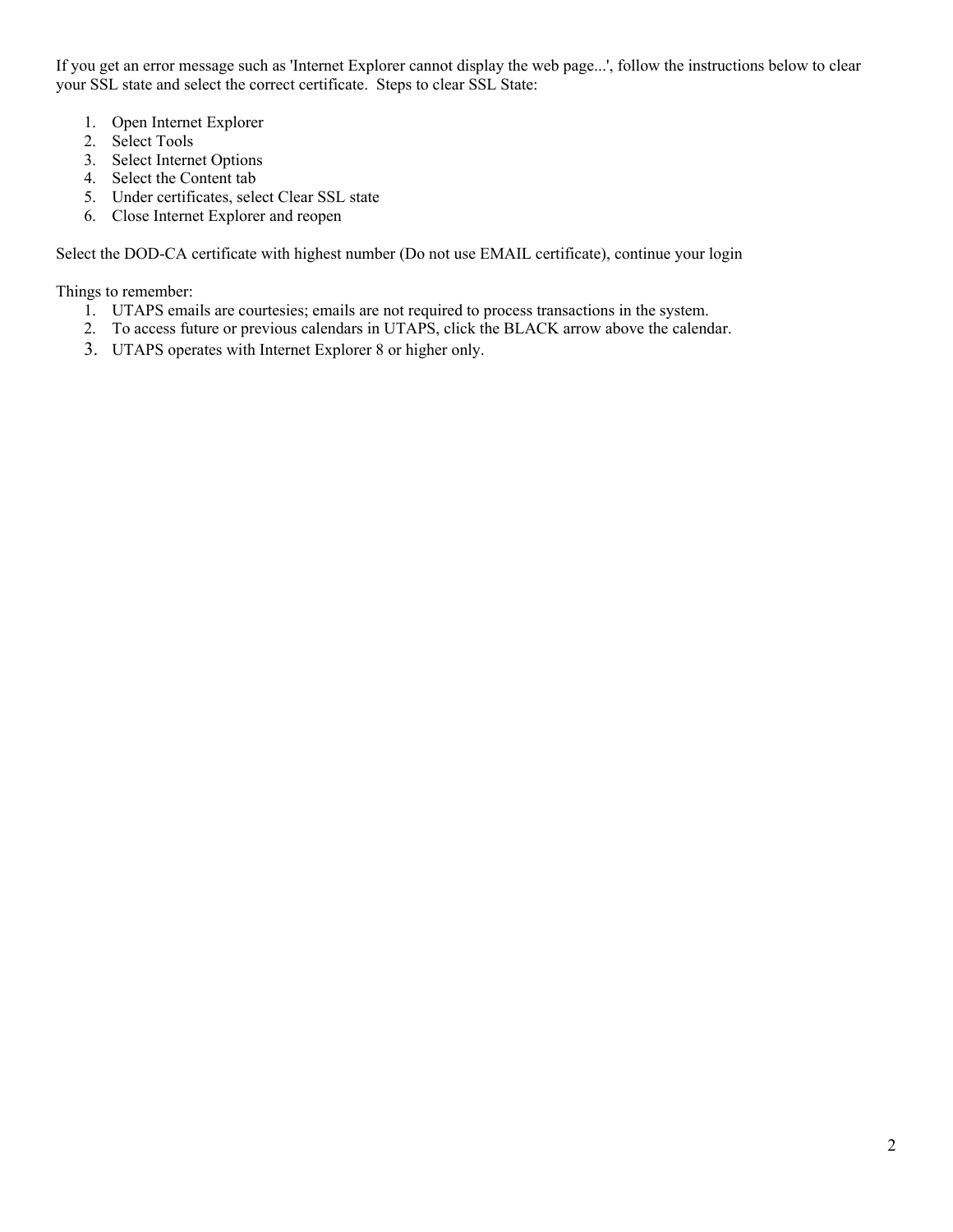If you get an error message such as 'Internet Explorer cannot display the web page...', follow the instructions below to clear your SSL state and select the correct certificate.  Steps to clear SSL State:

1. Open Internet Explorer
2. Select Tools
3. Select Internet Options
4. Select the Content tab
5. Under certificates, select Clear SSL state
6. Close Internet Explorer and reopen

Select the DOD-CA certificate with highest number (Do not use EMAIL certificate), continue your login

Things to remember:

1. UTAPS emails are courtesies; emails are not required to process transactions in the system.
2. To access future or previous calendars in UTAPS, click the BLACK arrow above the calendar.
3. UTAPS operates with Internet Explorer 8 or higher only.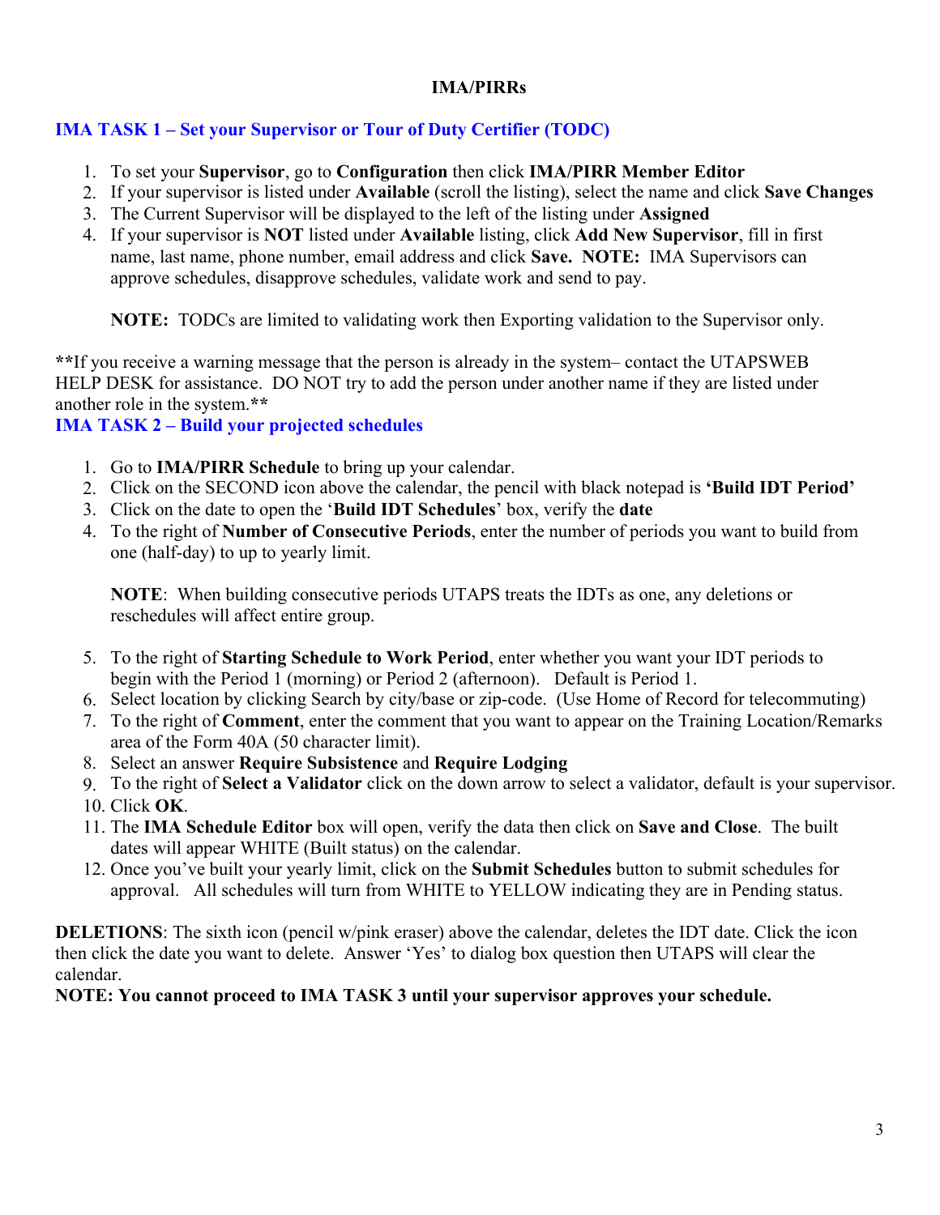**IMA/PIRRs**

## IMA TASK 1 – Set your Supervisor or Tour of Duty Certifier (TODC)

1. To set your **Supervisor**, go to **Configuration** then click **IMA/PIRR Member Editor**
2. If your supervisor is listed under **Available** (scroll the listing), select the name and click **Save Changes**
3. The Current Supervisor will be displayed to the left of the listing under **Assigned**
4. If your supervisor is **NOT** listed under **Available** listing, click **Add New Supervisor**, fill in first name, last name, phone number, email address and click **Save. NOTE:** IMA Supervisors can approve schedules, disapprove schedules, validate work and send to pay.

   **NOTE:** TODCs are limited to validating work then Exporting validation to the Supervisor only.

**\*\***If you receive a warning message that the person is already in the system– contact the UTAPSWEB HELP DESK for assistance. DO NOT try to add the person under another name if they are listed under another role in the system.**\*\***

## IMA TASK 2 – Build your projected schedules

1. Go to **IMA/PIRR Schedule** to bring up your calendar.
2. Click on the SECOND icon above the calendar, the pencil with black notepad is **'Build IDT Period'**
3. Click on the date to open the '**Build IDT Schedules**' box, verify the **date**
4. To the right of **Number of Consecutive Periods**, enter the number of periods you want to build from one (half-day) to up to yearly limit.

   **NOTE**: When building consecutive periods UTAPS treats the IDTs as one, any deletions or reschedules will affect entire group.

5. To the right of **Starting Schedule to Work Period**, enter whether you want your IDT periods to begin with the Period 1 (morning) or Period 2 (afternoon). Default is Period 1.
6. Select location by clicking Search by city/base or zip-code. (Use Home of Record for telecommuting)
7. To the right of **Comment**, enter the comment that you want to appear on the Training Location/Remarks area of the Form 40A (50 character limit).
8. Select an answer **Require Subsistence** and **Require Lodging**
9. To the right of **Select a Validator** click on the down arrow to select a validator, default is your supervisor.
10. Click **OK**.
11. The **IMA Schedule Editor** box will open, verify the data then click on **Save and Close**. The built dates will appear WHITE (Built status) on the calendar.
12. Once you've built your yearly limit, click on the **Submit Schedules** button to submit schedules for approval. All schedules will turn from WHITE to YELLOW indicating they are in Pending status.

**DELETIONS**: The sixth icon (pencil w/pink eraser) above the calendar, deletes the IDT date. Click the icon then click the date you want to delete. Answer 'Yes' to dialog box question then UTAPS will clear the calendar.

**NOTE: You cannot proceed to IMA TASK 3 until your supervisor approves your schedule.**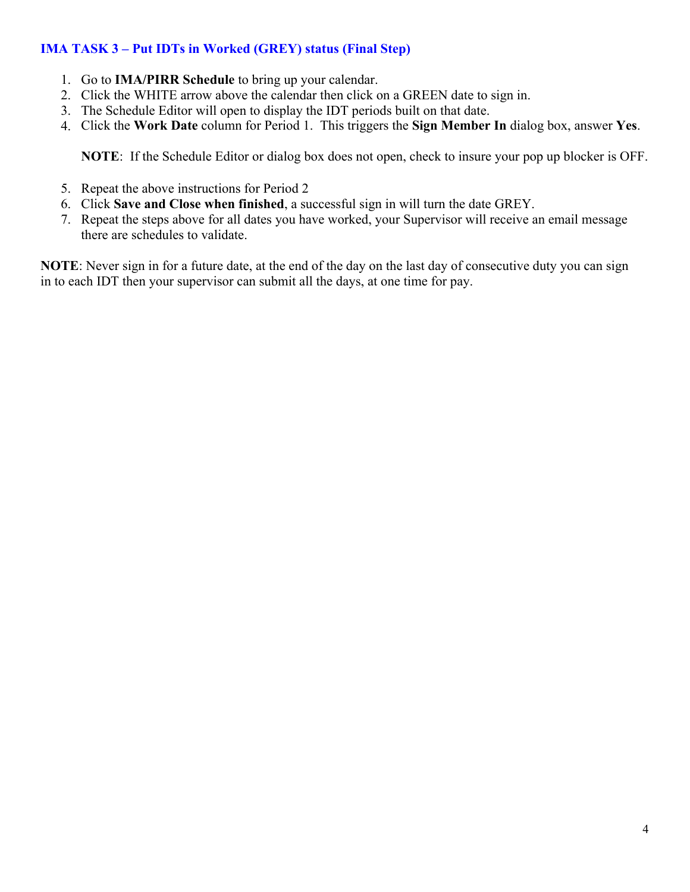### IMA TASK 3 – Put IDTs in Worked (GREY) status (Final Step)

1. Go to **IMA/PIRR Schedule** to bring up your calendar.
2. Click the WHITE arrow above the calendar then click on a GREEN date to sign in.
3. The Schedule Editor will open to display the IDT periods built on that date.
4. Click the **Work Date** column for Period 1. This triggers the **Sign Member In** dialog box, answer **Yes**.

   **NOTE**: If the Schedule Editor or dialog box does not open, check to insure your pop up blocker is OFF.

5. Repeat the above instructions for Period 2
6. Click **Save and Close when finished**, a successful sign in will turn the date GREY.
7. Repeat the steps above for all dates you have worked, your Supervisor will receive an email message there are schedules to validate.

**NOTE**: Never sign in for a future date, at the end of the day on the last day of consecutive duty you can sign in to each IDT then your supervisor can submit all the days, at one time for pay.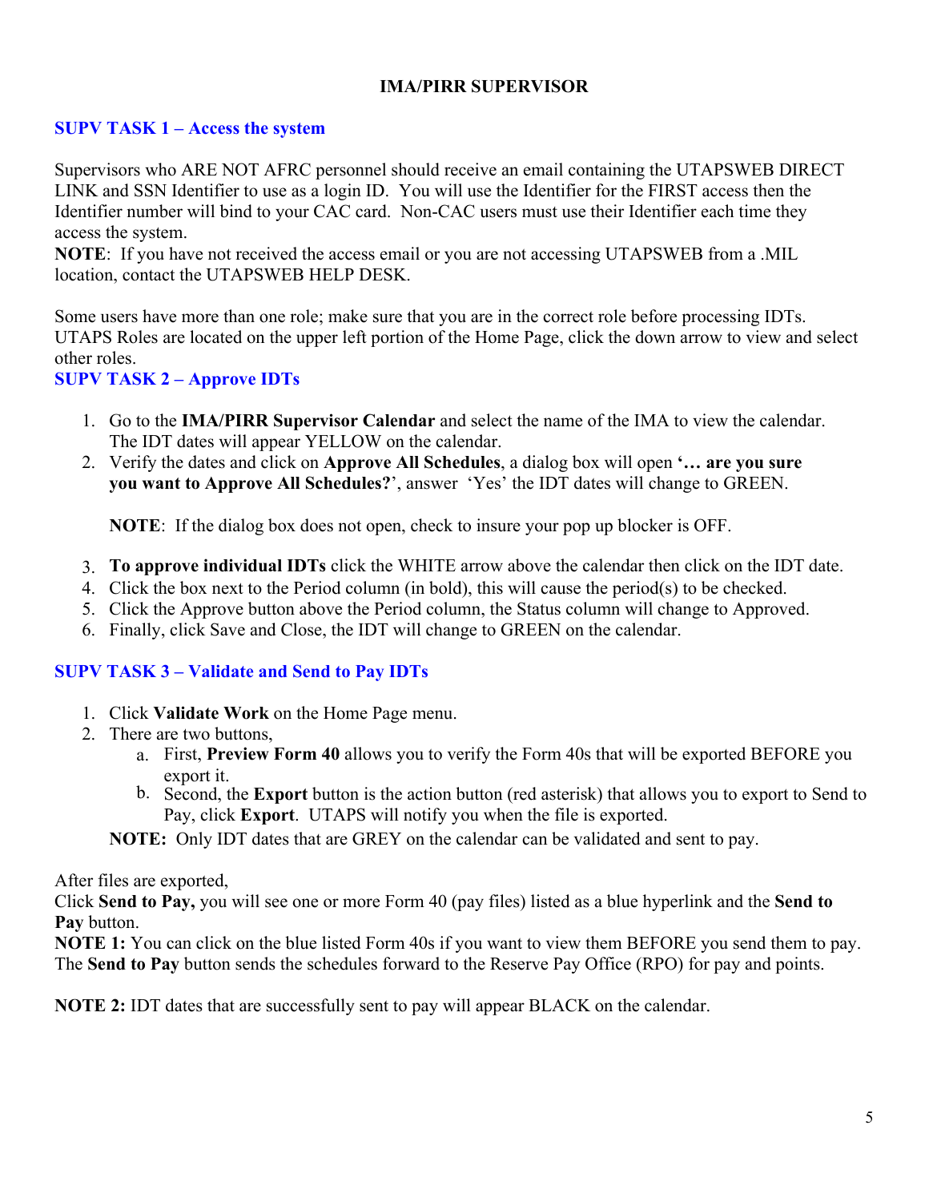# IMA/PIRR SUPERVISOR

## SUPV TASK 1 – Access the system

Supervisors who ARE NOT AFRC personnel should receive an email containing the UTAPSWEB DIRECT LINK and SSN Identifier to use as a login ID. You will use the Identifier for the FIRST access then the Identifier number will bind to your CAC card. Non-CAC users must use their Identifier each time they access the system.

**NOTE**: If you have not received the access email or you are not accessing UTAPSWEB from a .MIL location, contact the UTAPSWEB HELP DESK.

Some users have more than one role; make sure that you are in the correct role before processing IDTs. UTAPS Roles are located on the upper left portion of the Home Page, click the down arrow to view and select other roles.

## SUPV TASK 2 – Approve IDTs

1. Go to the **IMA/PIRR Supervisor Calendar** and select the name of the IMA to view the calendar. The IDT dates will appear YELLOW on the calendar.
2. Verify the dates and click on **Approve All Schedules**, a dialog box will open **'… are you sure you want to Approve All Schedules?'**, answer 'Yes' the IDT dates will change to GREEN.

   **NOTE**: If the dialog box does not open, check to insure your pop up blocker is OFF.

3. **To approve individual IDTs** click the WHITE arrow above the calendar then click on the IDT date.
4. Click the box next to the Period column (in bold), this will cause the period(s) to be checked.
5. Click the Approve button above the Period column, the Status column will change to Approved.
6. Finally, click Save and Close, the IDT will change to GREEN on the calendar.

## SUPV TASK 3 – Validate and Send to Pay IDTs

1. Click **Validate Work** on the Home Page menu.
2. There are two buttons,
   a. First, **Preview Form 40** allows you to verify the Form 40s that will be exported BEFORE you export it.
   b. Second, the **Export** button is the action button (red asterisk) that allows you to export to Send to Pay, click **Export**. UTAPS will notify you when the file is exported.

   **NOTE:** Only IDT dates that are GREY on the calendar can be validated and sent to pay.

After files are exported,
Click **Send to Pay,** you will see one or more Form 40 (pay files) listed as a blue hyperlink and the **Send to Pay** button.
**NOTE 1:** You can click on the blue listed Form 40s if you want to view them BEFORE you send them to pay. The **Send to Pay** button sends the schedules forward to the Reserve Pay Office (RPO) for pay and points.

**NOTE 2:** IDT dates that are successfully sent to pay will appear BLACK on the calendar.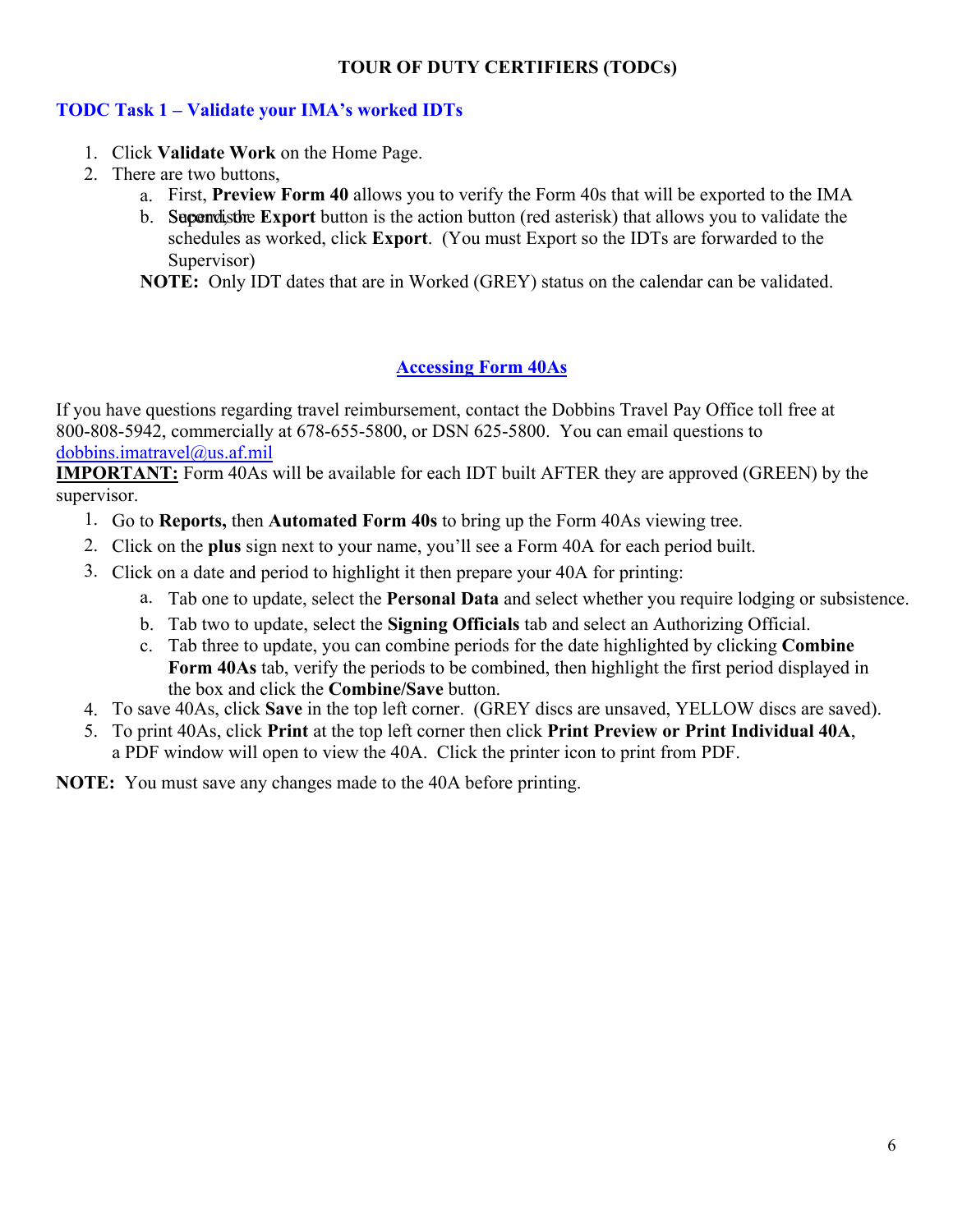## TOUR OF DUTY CERTIFIERS (TODCs)

### TODC Task 1 – Validate your IMA's worked IDTs

1. Click **Validate Work** on the Home Page.
2. There are two buttons,
   a. First, **Preview Form 40** allows you to verify the Form 40s that will be exported to the IMA Supervisor.
   b. Second, the **Export** button is the action button (red asterisk) that allows you to validate the schedules as worked, click **Export**. (You must Export so the IDTs are forwarded to the Supervisor)

   **NOTE:** Only IDT dates that are in Worked (GREY) status on the calendar can be validated.

### Accessing Form 40As

If you have questions regarding travel reimbursement, contact the Dobbins Travel Pay Office toll free at 800-808-5942, commercially at 678-655-5800, or DSN 625-5800. You can email questions to dobbins.imatravel@us.af.mil

**IMPORTANT:** Form 40As will be available for each IDT built AFTER they are approved (GREEN) by the supervisor.

1. Go to **Reports,** then **Automated Form 40s** to bring up the Form 40As viewing tree.
2. Click on the **plus** sign next to your name, you'll see a Form 40A for each period built.
3. Click on a date and period to highlight it then prepare your 40A for printing:
   a. Tab one to update, select the **Personal Data** and select whether you require lodging or subsistence.
   b. Tab two to update, select the **Signing Officials** tab and select an Authorizing Official.
   c. Tab three to update, you can combine periods for the date highlighted by clicking **Combine Form 40As** tab, verify the periods to be combined, then highlight the first period displayed in the box and click the **Combine/Save** button.
4. To save 40As, click **Save** in the top left corner. (GREY discs are unsaved, YELLOW discs are saved).
5. To print 40As, click **Print** at the top left corner then click **Print Preview or Print Individual 40A**, a PDF window will open to view the 40A. Click the printer icon to print from PDF.

**NOTE:** You must save any changes made to the 40A before printing.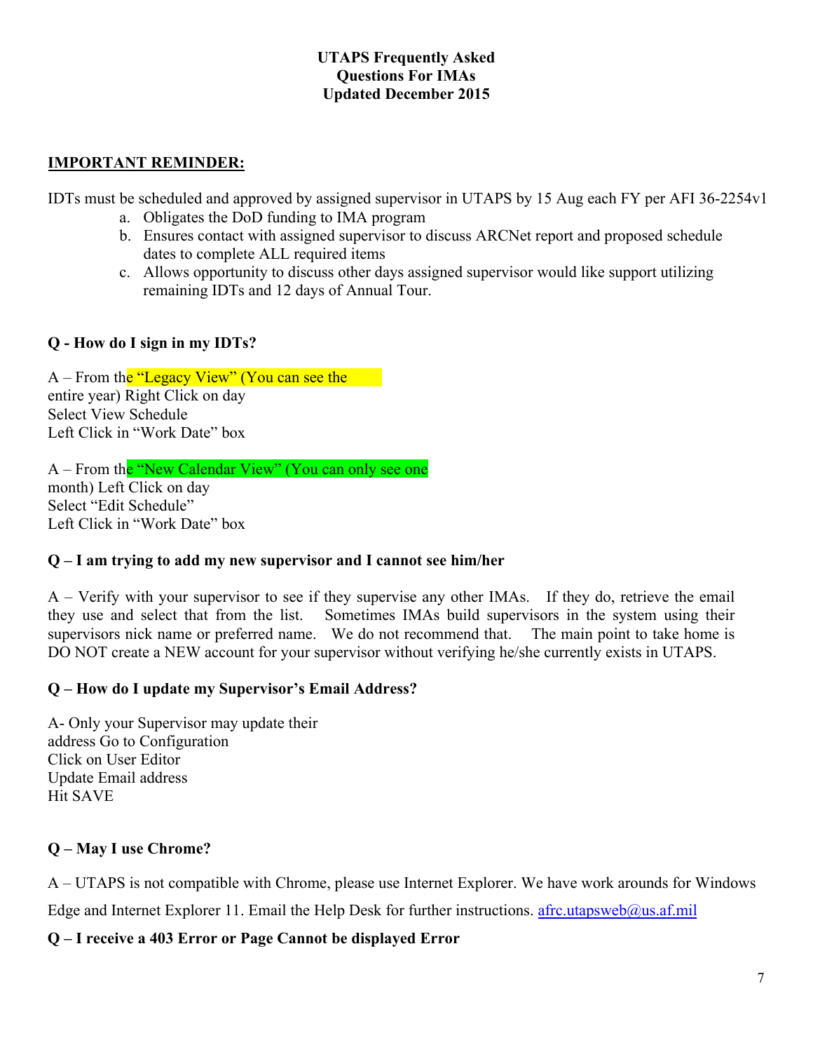**UTAPS Frequently Asked Questions For IMAs Updated December 2015**

**IMPORTANT REMINDER:**

IDTs must be scheduled and approved by assigned supervisor in UTAPS by 15 Aug each FY per AFI 36-2254v1

a. Obligates the DoD funding to IMA program
b. Ensures contact with assigned supervisor to discuss ARCNet report and proposed schedule dates to complete ALL required items
c. Allows opportunity to discuss other days assigned supervisor would like support utilizing remaining IDTs and 12 days of Annual Tour.

**Q - How do I sign in my IDTs?**

A – From the "Legacy View" (You can see the entire year) Right Click on day
Select View Schedule
Left Click in "Work Date" box

A – From the "New Calendar View" (You can only see one month) Left Click on day
Select "Edit Schedule"
Left Click in "Work Date" box

**Q – I am trying to add my new supervisor and I cannot see him/her**

A – Verify with your supervisor to see if they supervise any other IMAs. If they do, retrieve the email they use and select that from the list. Sometimes IMAs build supervisors in the system using their supervisors nick name or preferred name. We do not recommend that. The main point to take home is DO NOT create a NEW account for your supervisor without verifying he/she currently exists in UTAPS.

**Q – How do I update my Supervisor's Email Address?**

A- Only your Supervisor may update their address Go to Configuration
Click on User Editor
Update Email address
Hit SAVE

**Q – May I use Chrome?**

A – UTAPS is not compatible with Chrome, please use Internet Explorer. We have work arounds for Windows Edge and Internet Explorer 11. Email the Help Desk for further instructions. afrc.utapsweb@us.af.mil

**Q – I receive a 403 Error or Page Cannot be displayed Error**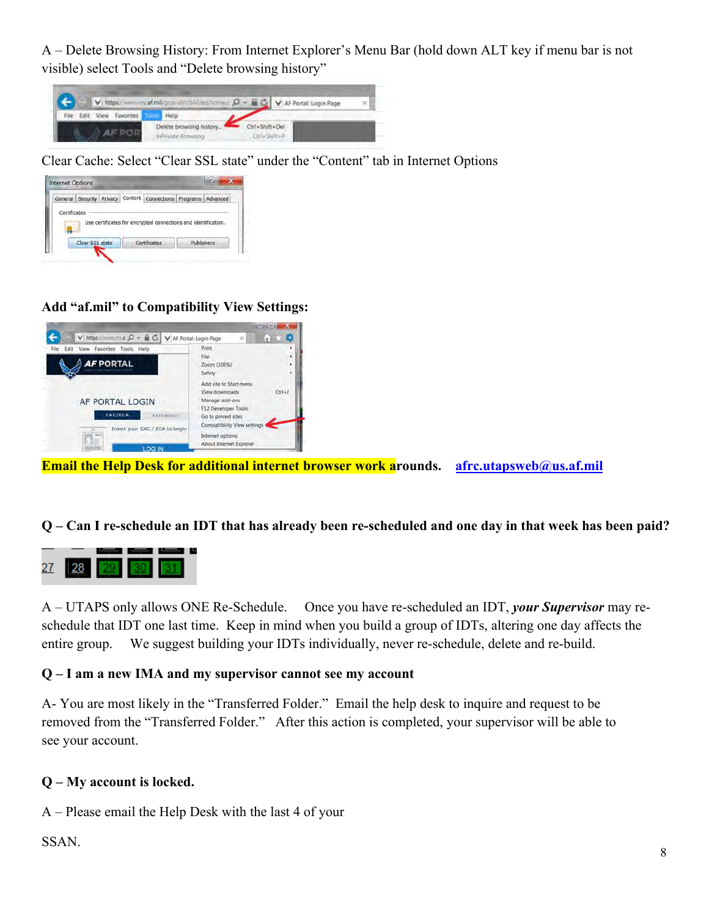A – Delete Browsing History: From Internet Explorer's Menu Bar (hold down ALT key if menu bar is not visible) select Tools and "Delete browsing history"

Clear Cache: Select "Clear SSL state" under the "Content" tab in Internet Options

**Add "af.mil" to Compatibility View Settings:**

**Email the Help Desk for additional internet browser work arounds.** afrc.utapsweb@us.af.mil

**Q – Can I re-schedule an IDT that has already been re-scheduled and one day in that week has been paid?**

A – UTAPS only allows ONE Re-Schedule. Once you have re-scheduled an IDT, ***your Supervisor*** may re-schedule that IDT one last time. Keep in mind when you build a group of IDTs, altering one day affects the entire group. We suggest building your IDTs individually, never re-schedule, delete and re-build.

**Q – I am a new IMA and my supervisor cannot see my account**

A- You are most likely in the "Transferred Folder." Email the help desk to inquire and request to be removed from the "Transferred Folder." After this action is completed, your supervisor will be able to see your account.

**Q – My account is locked.**

A – Please email the Help Desk with the last 4 of your

SSAN.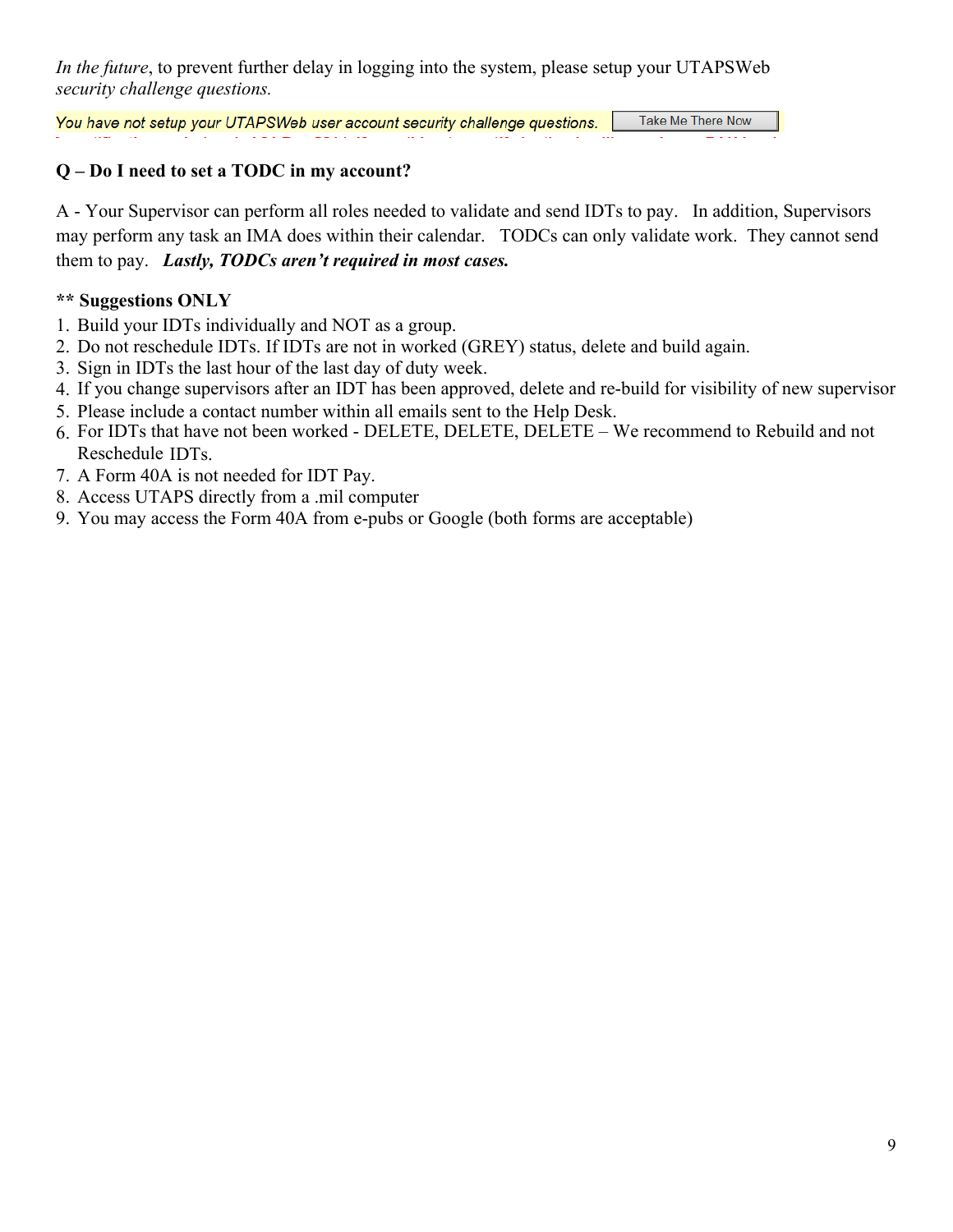*In the future*, to prevent further delay in logging into the system, please setup your UTAPSWeb *security challenge questions.*

*You have not setup your UTAPSWeb user account security challenge questions.* Take Me There Now

**Q – Do I need to set a TODC in my account?**

A - Your Supervisor can perform all roles needed to validate and send IDTs to pay. In addition, Supervisors may perform any task an IMA does within their calendar. TODCs can only validate work. They cannot send them to pay. ***Lastly, TODCs aren't required in most cases.***

**** Suggestions ONLY**

1. Build your IDTs individually and NOT as a group.
2. Do not reschedule IDTs. If IDTs are not in worked (GREY) status, delete and build again.
3. Sign in IDTs the last hour of the last day of duty week.
4. If you change supervisors after an IDT has been approved, delete and re-build for visibility of new supervisor
5. Please include a contact number within all emails sent to the Help Desk.
6. For IDTs that have not been worked - DELETE, DELETE, DELETE – We recommend to Rebuild and not Reschedule IDTs.
7. A Form 40A is not needed for IDT Pay.
8. Access UTAPS directly from a .mil computer
9. You may access the Form 40A from e-pubs or Google (both forms are acceptable)